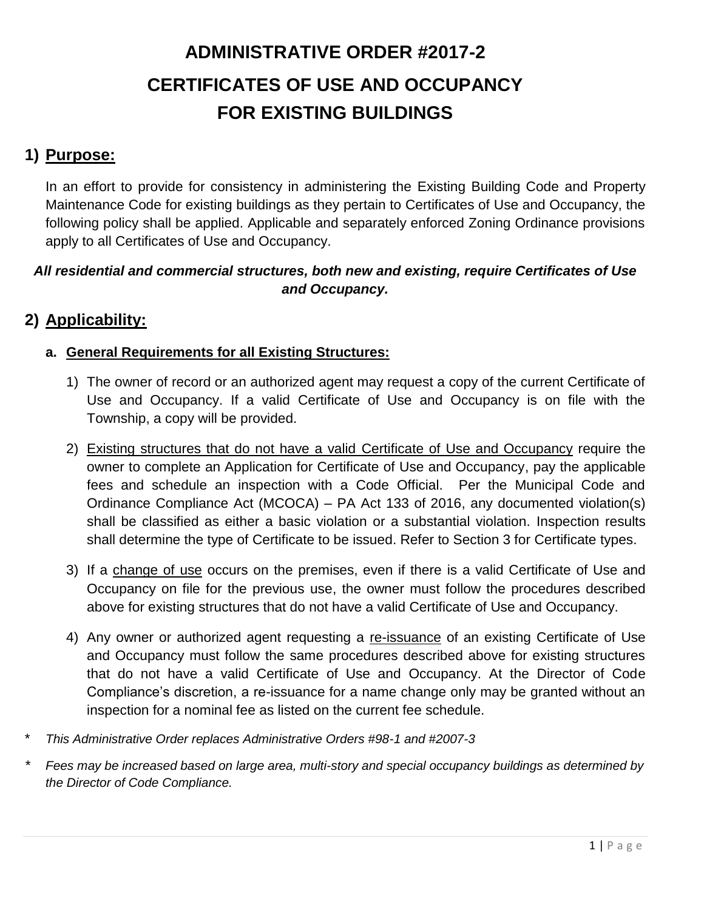# ADMINISTRATIVE ORDER #2017-2

# CERTIFICATES OF USE AND OCCUPANCY FOR EXISTING BUILDINGS

## 1) <u>Purpose:</u>

In an effort to provide for consistency in administering the Existing Building Code and Property Maintenance Code for existing buildings as they pertain to Certificates of Use and Occupancy, the following policy shall be applied. Applicable and separately enforced Zoning Ordinance provisions apply to all Certificates of Use and Occupancy.

***All residential and commercial structures, both new and existing, require Certificates of Use and Occupancy.***

## 2) <u>Applicability:</u>

### a. <u>General Requirements for all Existing Structures:</u>

1) The owner of record or an authorized agent may request a copy of the current Certificate of Use and Occupancy. If a valid Certificate of Use and Occupancy is on file with the Township, a copy will be provided.

2) <u>Existing structures that do not have a valid Certificate of Use and Occupancy</u> require the owner to complete an Application for Certificate of Use and Occupancy, pay the applicable fees and schedule an inspection with a Code Official. Per the Municipal Code and Ordinance Compliance Act (MCOCA) – PA Act 133 of 2016, any documented violation(s) shall be classified as either a basic violation or a substantial violation. Inspection results shall determine the type of Certificate to be issued. Refer to Section 3 for Certificate types.

3) If a <u>change of use</u> occurs on the premises, even if there is a valid Certificate of Use and Occupancy on file for the previous use, the owner must follow the procedures described above for existing structures that do not have a valid Certificate of Use and Occupancy.

4) Any owner or authorized agent requesting a <u>re-issuance</u> of an existing Certificate of Use and Occupancy must follow the same procedures described above for existing structures that do not have a valid Certificate of Use and Occupancy. At the Director of Code Compliance's discretion, a re-issuance for a name change only may be granted without an inspection for a nominal fee as listed on the current fee schedule.

\* *This Administrative Order replaces Administrative Orders #98-1 and #2007-3*

\* *Fees may be increased based on large area, multi-story and special occupancy buildings as determined by the Director of Code Compliance.*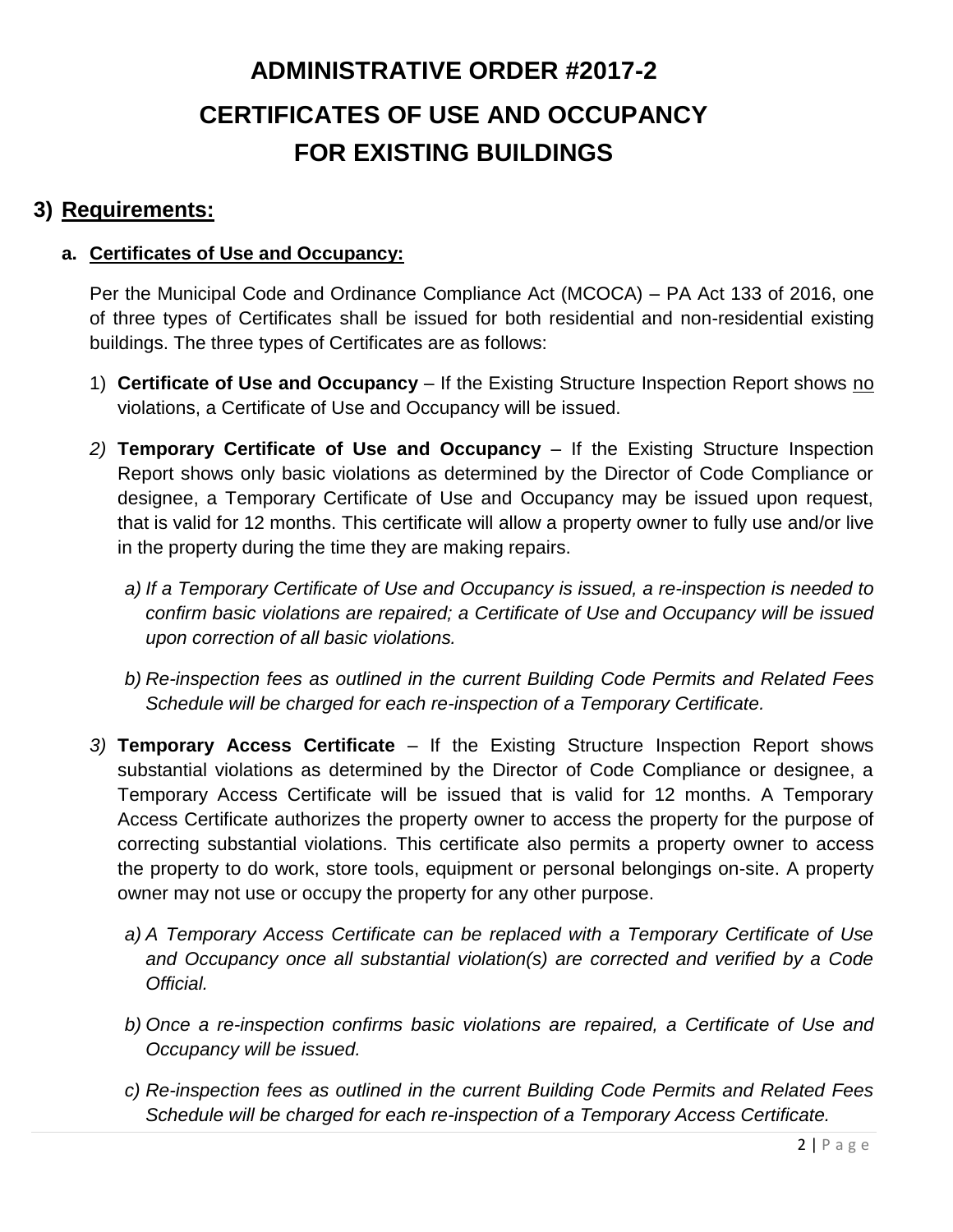# ADMINISTRATIVE ORDER #2017-2

# CERTIFICATES OF USE AND OCCUPANCY FOR EXISTING BUILDINGS

## 3) Requirements:

### a. Certificates of Use and Occupancy:

Per the Municipal Code and Ordinance Compliance Act (MCOCA) – PA Act 133 of 2016, one of three types of Certificates shall be issued for both residential and non-residential existing buildings. The three types of Certificates are as follows:

1) **Certificate of Use and Occupancy** – If the Existing Structure Inspection Report shows no violations, a Certificate of Use and Occupancy will be issued.

2) **Temporary Certificate of Use and Occupancy** – If the Existing Structure Inspection Report shows only basic violations as determined by the Director of Code Compliance or designee, a Temporary Certificate of Use and Occupancy may be issued upon request, that is valid for 12 months. This certificate will allow a property owner to fully use and/or live in the property during the time they are making repairs.

   a) *If a Temporary Certificate of Use and Occupancy is issued, a re-inspection is needed to confirm basic violations are repaired; a Certificate of Use and Occupancy will be issued upon correction of all basic violations.*

   b) *Re-inspection fees as outlined in the current Building Code Permits and Related Fees Schedule will be charged for each re-inspection of a Temporary Certificate.*

3) **Temporary Access Certificate** – If the Existing Structure Inspection Report shows substantial violations as determined by the Director of Code Compliance or designee, a Temporary Access Certificate will be issued that is valid for 12 months. A Temporary Access Certificate authorizes the property owner to access the property for the purpose of correcting substantial violations. This certificate also permits a property owner to access the property to do work, store tools, equipment or personal belongings on-site. A property owner may not use or occupy the property for any other purpose.

   a) *A Temporary Access Certificate can be replaced with a Temporary Certificate of Use and Occupancy once all substantial violation(s) are corrected and verified by a Code Official.*

   b) *Once a re-inspection confirms basic violations are repaired, a Certificate of Use and Occupancy will be issued.*

   c) *Re-inspection fees as outlined in the current Building Code Permits and Related Fees Schedule will be charged for each re-inspection of a Temporary Access Certificate.*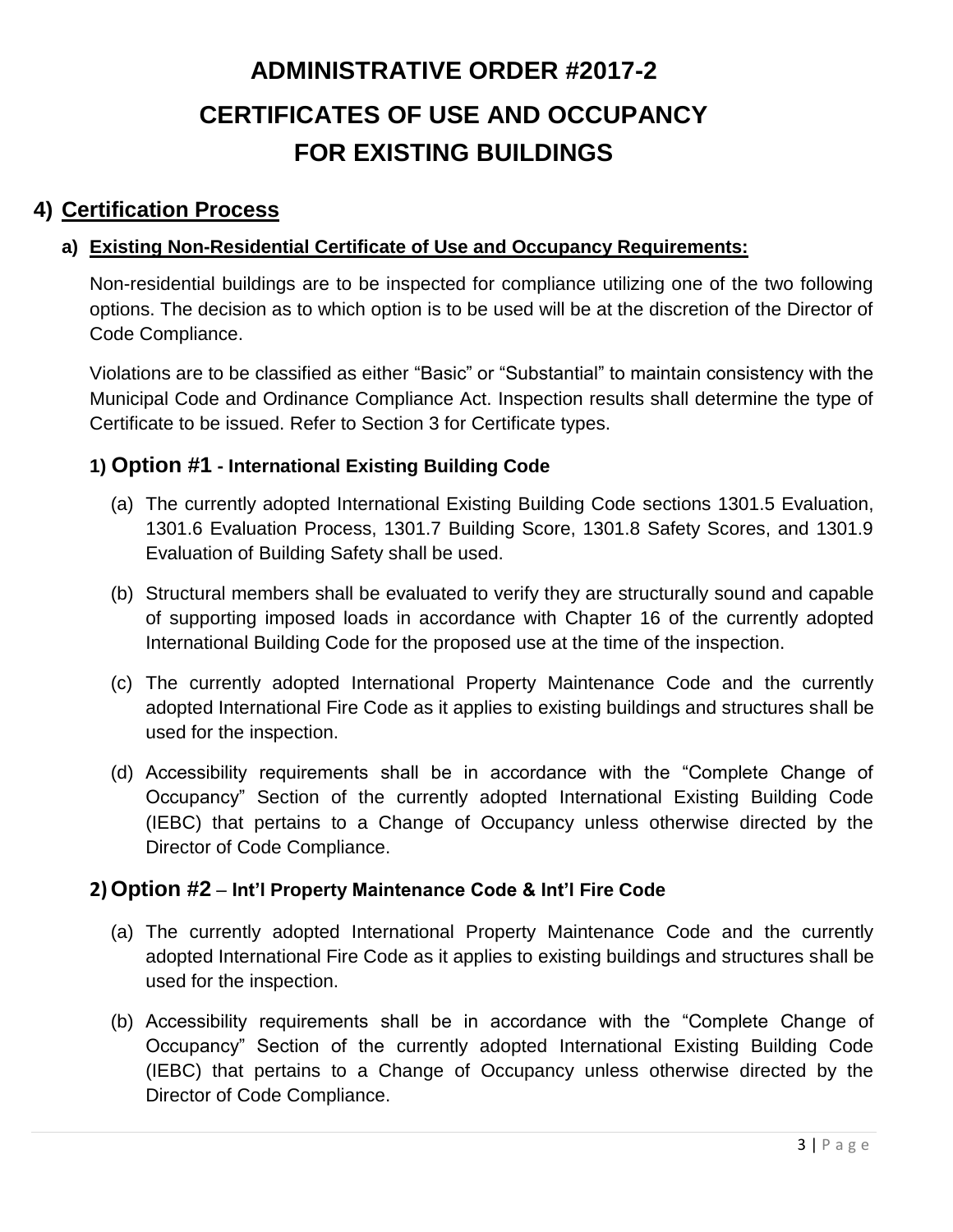# ADMINISTRATIVE ORDER #2017-2

# CERTIFICATES OF USE AND OCCUPANCY FOR EXISTING BUILDINGS

## 4) Certification Process

### a) Existing Non-Residential Certificate of Use and Occupancy Requirements:

Non-residential buildings are to be inspected for compliance utilizing one of the two following options. The decision as to which option is to be used will be at the discretion of the Director of Code Compliance.

Violations are to be classified as either "Basic" or "Substantial" to maintain consistency with the Municipal Code and Ordinance Compliance Act. Inspection results shall determine the type of Certificate to be issued. Refer to Section 3 for Certificate types.

#### 1) Option #1 - International Existing Building Code

(a) The currently adopted International Existing Building Code sections 1301.5 Evaluation, 1301.6 Evaluation Process, 1301.7 Building Score, 1301.8 Safety Scores, and 1301.9 Evaluation of Building Safety shall be used.

(b) Structural members shall be evaluated to verify they are structurally sound and capable of supporting imposed loads in accordance with Chapter 16 of the currently adopted International Building Code for the proposed use at the time of the inspection.

(c) The currently adopted International Property Maintenance Code and the currently adopted International Fire Code as it applies to existing buildings and structures shall be used for the inspection.

(d) Accessibility requirements shall be in accordance with the "Complete Change of Occupancy" Section of the currently adopted International Existing Building Code (IEBC) that pertains to a Change of Occupancy unless otherwise directed by the Director of Code Compliance.

#### 2) Option #2 – Int'l Property Maintenance Code & Int'l Fire Code

(a) The currently adopted International Property Maintenance Code and the currently adopted International Fire Code as it applies to existing buildings and structures shall be used for the inspection.

(b) Accessibility requirements shall be in accordance with the "Complete Change of Occupancy" Section of the currently adopted International Existing Building Code (IEBC) that pertains to a Change of Occupancy unless otherwise directed by the Director of Code Compliance.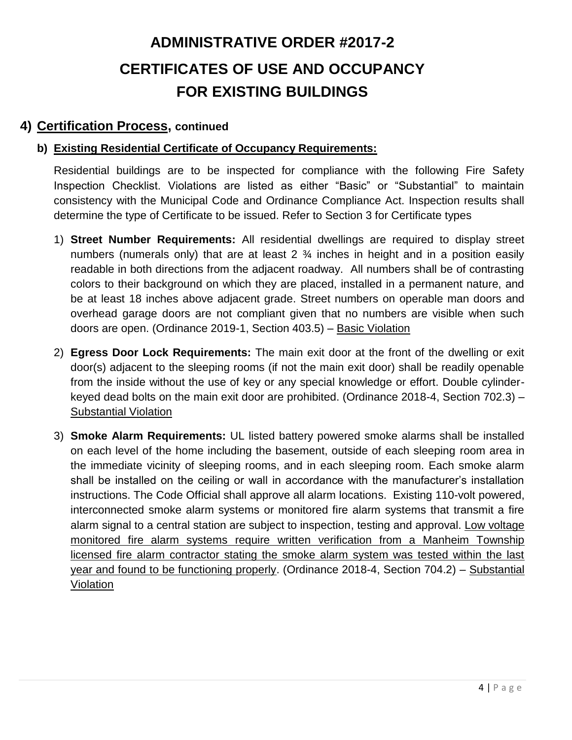# ADMINISTRATIVE ORDER #2017-2

# CERTIFICATES OF USE AND OCCUPANCY FOR EXISTING BUILDINGS

## 4) <u>Certification Process</u>, continued

### b) <u>Existing Residential Certificate of Occupancy Requirements:</u>

Residential buildings are to be inspected for compliance with the following Fire Safety Inspection Checklist. Violations are listed as either "Basic" or "Substantial" to maintain consistency with the Municipal Code and Ordinance Compliance Act. Inspection results shall determine the type of Certificate to be issued. Refer to Section 3 for Certificate types

1) **Street Number Requirements:** All residential dwellings are required to display street numbers (numerals only) that are at least 2 ¾ inches in height and in a position easily readable in both directions from the adjacent roadway. All numbers shall be of contrasting colors to their background on which they are placed, installed in a permanent nature, and be at least 18 inches above adjacent grade. Street numbers on operable man doors and overhead garage doors are not compliant given that no numbers are visible when such doors are open. (Ordinance 2019-1, Section 403.5) – <u>Basic Violation</u>

2) **Egress Door Lock Requirements:** The main exit door at the front of the dwelling or exit door(s) adjacent to the sleeping rooms (if not the main exit door) shall be readily openable from the inside without the use of key or any special knowledge or effort. Double cylinder-keyed dead bolts on the main exit door are prohibited. (Ordinance 2018-4, Section 702.3) – <u>Substantial Violation</u>

3) **Smoke Alarm Requirements:** UL listed battery powered smoke alarms shall be installed on each level of the home including the basement, outside of each sleeping room area in the immediate vicinity of sleeping rooms, and in each sleeping room. Each smoke alarm shall be installed on the ceiling or wall in accordance with the manufacturer's installation instructions. The Code Official shall approve all alarm locations. Existing 110-volt powered, interconnected smoke alarm systems or monitored fire alarm systems that transmit a fire alarm signal to a central station are subject to inspection, testing and approval. <u>Low voltage monitored fire alarm systems require written verification from a Manheim Township licensed fire alarm contractor stating the smoke alarm system was tested within the last year and found to be functioning properly</u>. (Ordinance 2018-4, Section 704.2) – <u>Substantial Violation</u>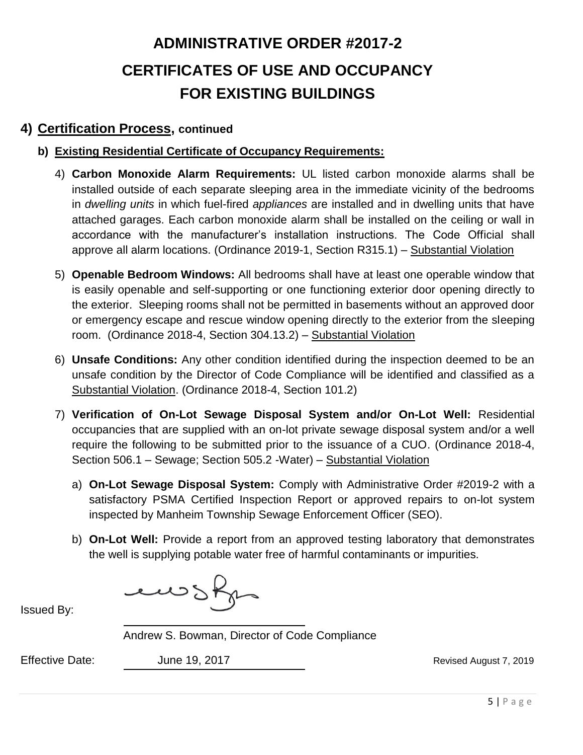# ADMINISTRATIVE ORDER #2017-2

# CERTIFICATES OF USE AND OCCUPANCY FOR EXISTING BUILDINGS

## 4) Certification Process, continued

### b) Existing Residential Certificate of Occupancy Requirements:

4) **Carbon Monoxide Alarm Requirements:** UL listed carbon monoxide alarms shall be installed outside of each separate sleeping area in the immediate vicinity of the bedrooms in *dwelling units* in which fuel-fired *appliances* are installed and in dwelling units that have attached garages. Each carbon monoxide alarm shall be installed on the ceiling or wall in accordance with the manufacturer's installation instructions. The Code Official shall approve all alarm locations. (Ordinance 2019-1, Section R315.1) – Substantial Violation

5) **Openable Bedroom Windows:** All bedrooms shall have at least one operable window that is easily openable and self-supporting or one functioning exterior door opening directly to the exterior. Sleeping rooms shall not be permitted in basements without an approved door or emergency escape and rescue window opening directly to the exterior from the sleeping room. (Ordinance 2018-4, Section 304.13.2) – Substantial Violation

6) **Unsafe Conditions:** Any other condition identified during the inspection deemed to be an unsafe condition by the Director of Code Compliance will be identified and classified as a Substantial Violation. (Ordinance 2018-4, Section 101.2)

7) **Verification of On-Lot Sewage Disposal System and/or On-Lot Well:** Residential occupancies that are supplied with an on-lot private sewage disposal system and/or a well require the following to be submitted prior to the issuance of a CUO. (Ordinance 2018-4, Section 506.1 – Sewage; Section 505.2 -Water) – Substantial Violation

   a) **On-Lot Sewage Disposal System:** Comply with Administrative Order #2019-2 with a satisfactory PSMA Certified Inspection Report or approved repairs to on-lot system inspected by Manheim Township Sewage Enforcement Officer (SEO).

   b) **On-Lot Well:** Provide a report from an approved testing laboratory that demonstrates the well is supplying potable water free of harmful contaminants or impurities.

Issued By:

Andrew S. Bowman, Director of Code Compliance

Effective Date: June 19, 2017

Revised August 7, 2019